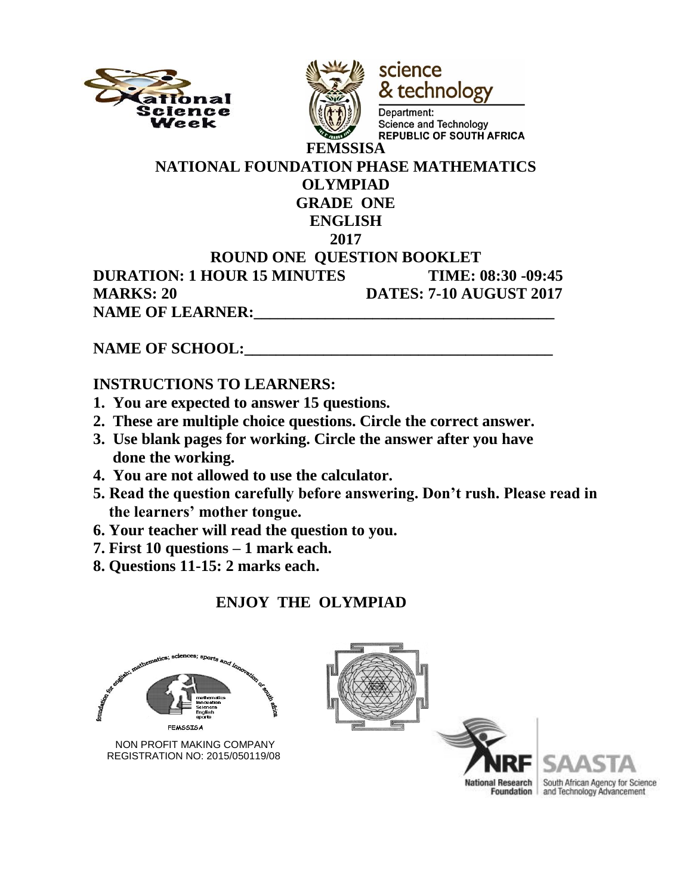science
& technology

Department:
Science and Technology
REPUBLIC OF SOUTH AFRICA

# FEMSSISA
# NATIONAL FOUNDATION PHASE MATHEMATICS OLYMPIAD
## GRADE ONE
## ENGLISH
## 2017
## ROUND ONE QUESTION BOOKLET

**DURATION: 1 HOUR 15 MINUTES** **TIME: 08:30 -09:45**

**MARKS: 20** **DATES: 7-10 AUGUST 2017**

**NAME OF LEARNER:\_\_\_\_\_\_\_\_\_\_\_\_\_\_\_\_\_\_\_\_\_\_\_\_\_\_\_\_\_\_\_\_\_\_\_\_\_\_\_**

**NAME OF SCHOOL:\_\_\_\_\_\_\_\_\_\_\_\_\_\_\_\_\_\_\_\_\_\_\_\_\_\_\_\_\_\_\_\_\_\_\_\_\_\_\_\_**

**INSTRUCTIONS TO LEARNERS:**

1. **You are expected to answer 15 questions.**
2. **These are multiple choice questions. Circle the correct answer.**
3. **Use blank pages for working. Circle the answer after you have done the working.**
4. **You are not allowed to use the calculator.**
5. **Read the question carefully before answering. Don't rush. Please read in the learners' mother tongue.**
6. **Your teacher will read the question to you.**
7. **First 10 questions – 1 mark each.**
8. **Questions 11-15: 2 marks each.**

**ENJOY THE OLYMPIAD**

FEMSSISA

NON PROFIT MAKING COMPANY
REGISTRATION NO: 2015/050119/08

National Research Foundation | SAASTA South African Agency for Science and Technology Advancement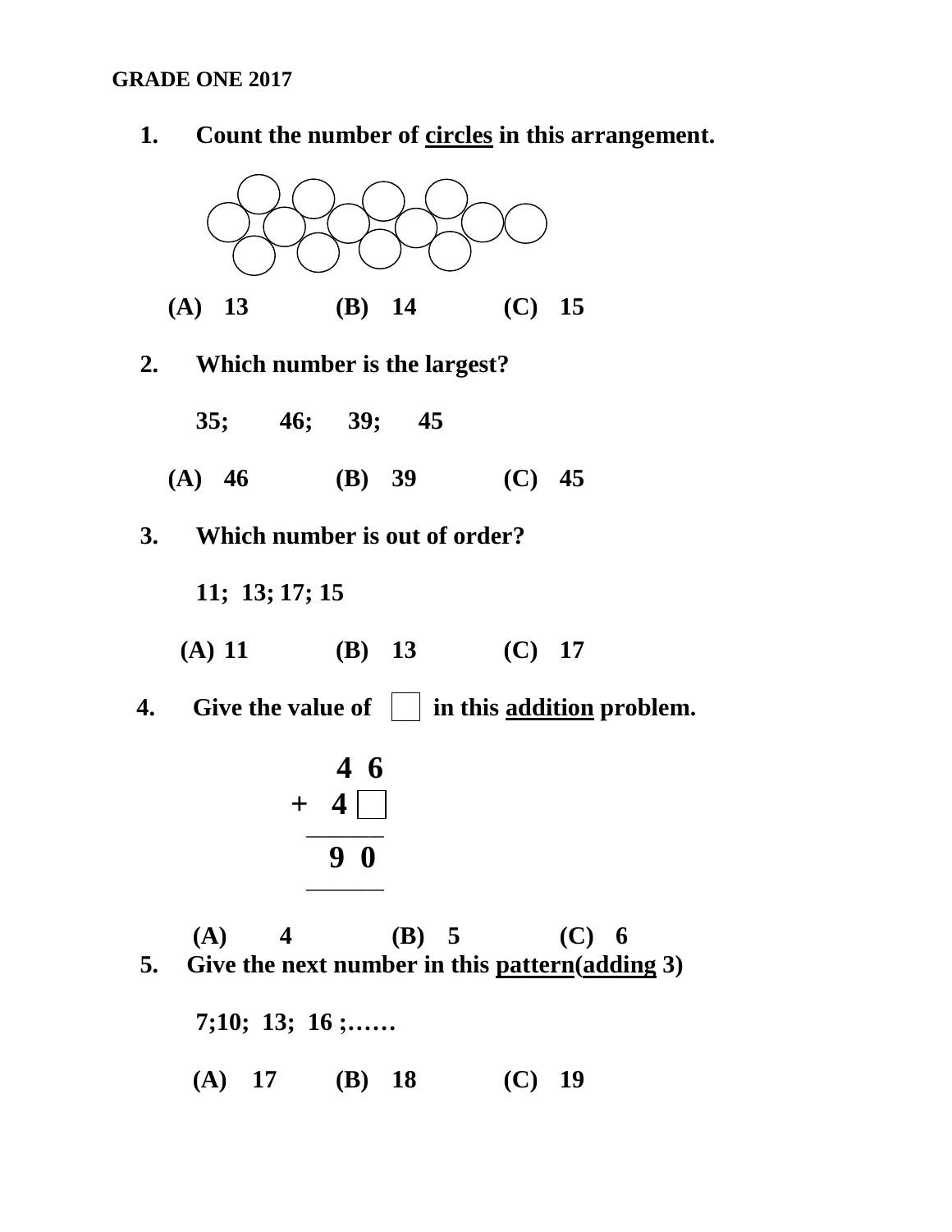**GRADE ONE 2017**

1. **Count the number of <u>circles</u> in this arrangement.**

   **(A) 13 (B) 14 (C) 15**

2. **Which number is the largest?**

   **35; 46; 39; 45**

   **(A) 46 (B) 39 (C) 45**

3. **Which number is out of order?**

   **11; 13; 17; 15**

   **(A) 11 (B) 13 (C) 17**

4. **Give the value of ☐ in this <u>addition</u> problem.**

```
   4 6
 + 4 ☐
 ______
   9 0
 ______
```

   **(A) 4 (B) 5 (C) 6**

5. **Give the next number in this <u>pattern</u>(<u>adding</u> 3)**

   **7;10; 13; 16 ;……**

   **(A) 17 (B) 18 (C) 19**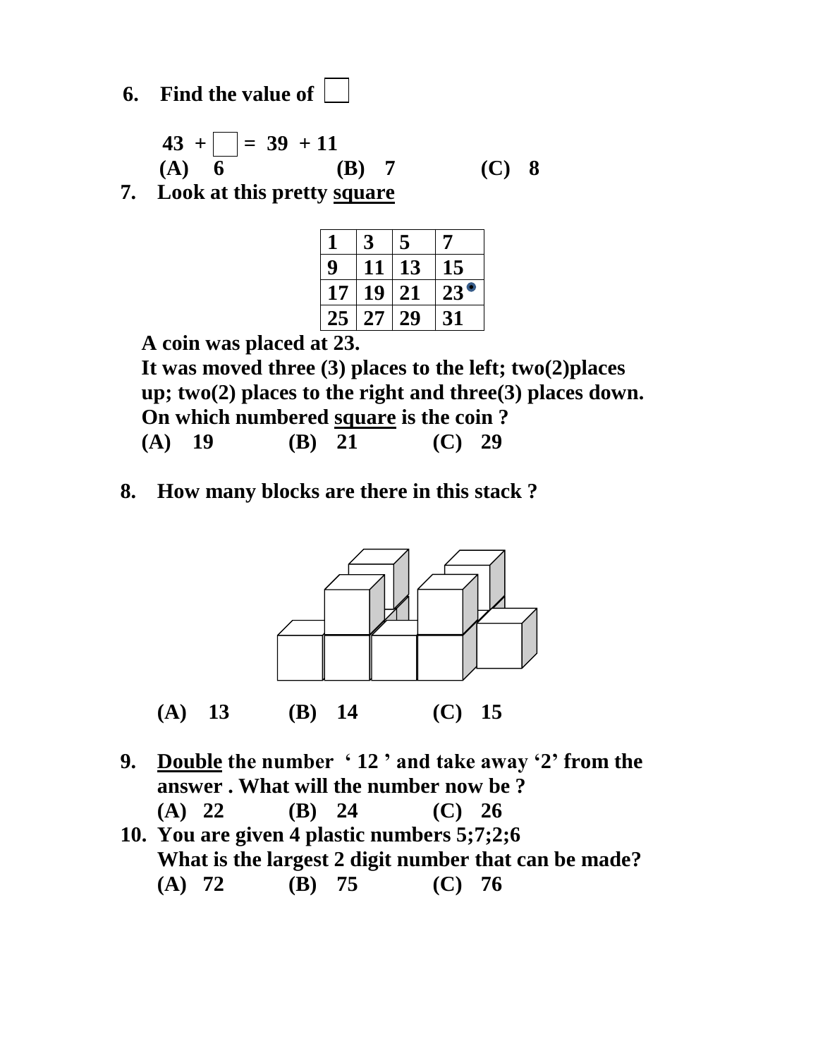6. **Find the value of** ☐

   **43 + ☐ = 39 + 11**

   **(A) 6 (B) 7 (C) 8**

7. **Look at this pretty <u>square</u>**

| 1 | 3 | 5 | 7 |
|---|---|---|---|
| 9 | 11 | 13 | 15 |
| 17 | 19 | 21 | 23 |
| 25 | 27 | 29 | 31 |

   **A coin was placed at 23.**
   **It was moved three (3) places to the left; two(2)places up; two(2) places to the right and three(3) places down.**
   **On which numbered <u>square</u> is the coin ?**

   **(A) 19 (B) 21 (C) 29**

8. **How many blocks are there in this stack ?**

   **(A) 13 (B) 14 (C) 15**

9. **<u>Double</u> the number ' 12 ' and take away '2' from the answer . What will the number now be ?**

   **(A) 22 (B) 24 (C) 26**

10. **You are given 4 plastic numbers 5;7;2;6**
    **What is the largest 2 digit number that can be made?**

    **(A) 72 (B) 75 (C) 76**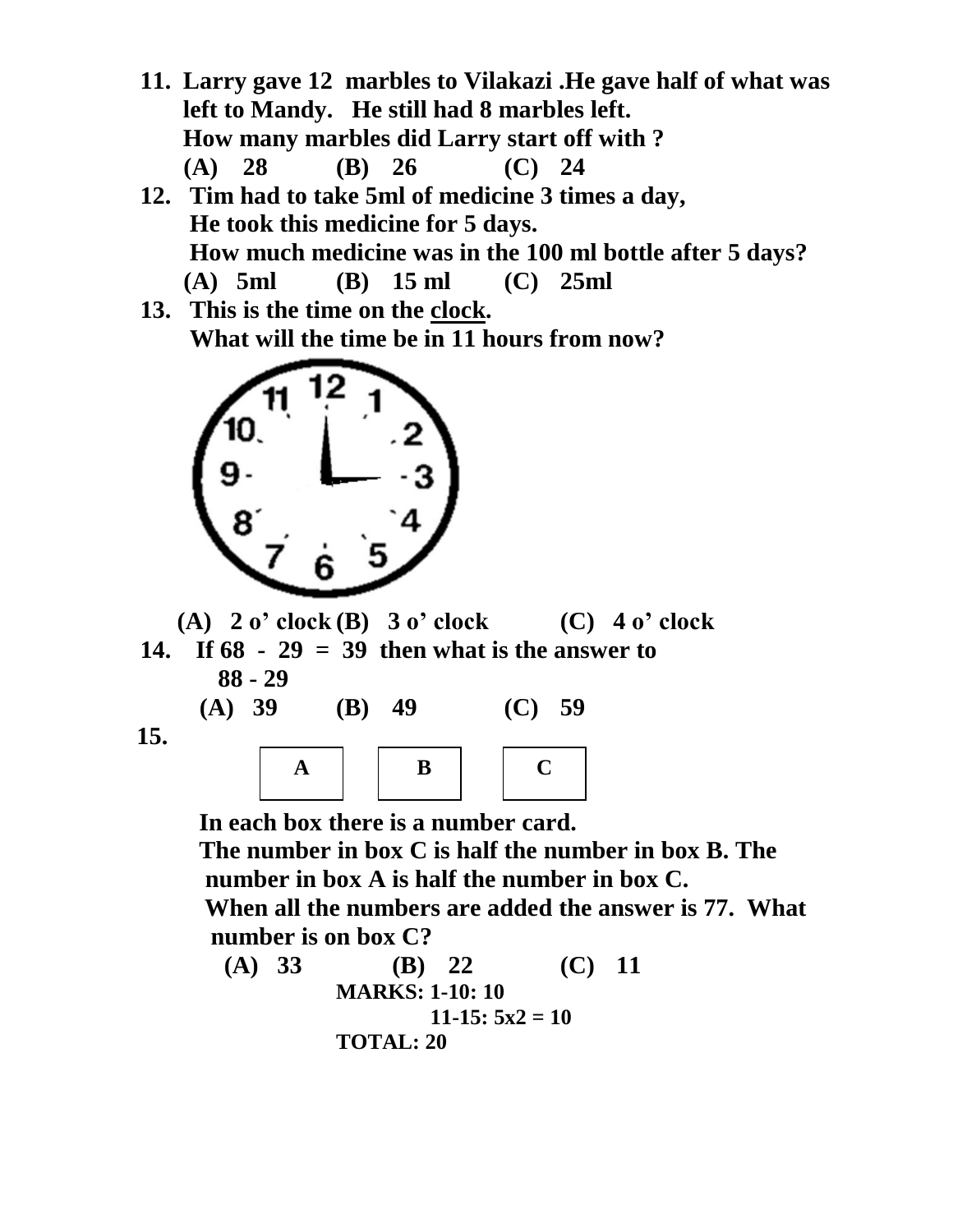11. **Larry gave 12 marbles to Vilakazi .He gave half of what was left to Mandy. He still had 8 marbles left.**
    **How many marbles did Larry start off with ?**
    **(A) 28 (B) 26 (C) 24**

12. **Tim had to take 5ml of medicine 3 times a day,**
    **He took this medicine for 5 days.**
    **How much medicine was in the 100 ml bottle after 5 days?**
    **(A) 5ml (B) 15 ml (C) 25ml**

13. **This is the time on the clock.**
    **What will the time be in 11 hours from now?**

    **(A) 2 o' clock (B) 3 o' clock (C) 4 o' clock**

14. **If 68 - 29 = 39 then what is the answer to**
    **88 - 29**
    **(A) 39 (B) 49 (C) 59**

15.

| A | B | C |
|---|---|---|
| | | |

**In each box there is a number card.**
**The number in box C is half the number in box B. The number in box A is half the number in box C.**
**When all the numbers are added the answer is 77. What number is on box C?**
**(A) 33 (B) 22 (C) 11**

**MARKS: 1-10: 10**
**11-15: 5x2 = 10**
**TOTAL: 20**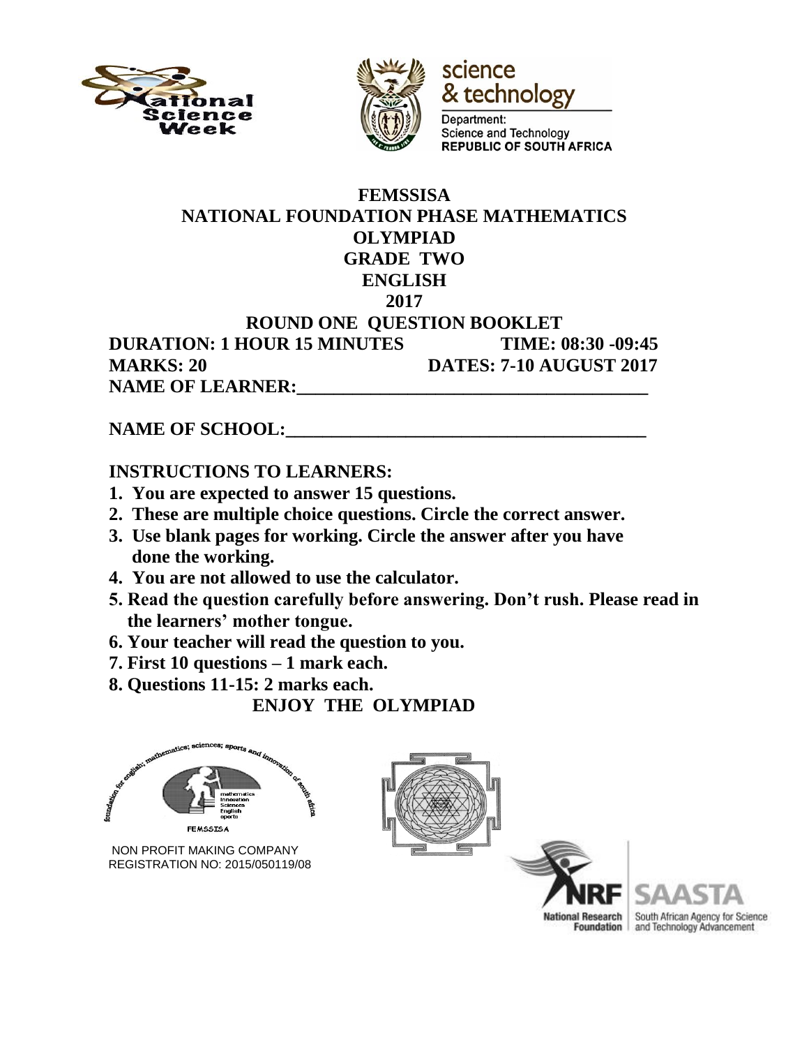# FEMSSISA
# NATIONAL FOUNDATION PHASE MATHEMATICS OLYMPIAD
## GRADE TWO
## ENGLISH
## 2017
## ROUND ONE QUESTION BOOKLET

**DURATION: 1 HOUR 15 MINUTES** **TIME: 08:30 -09:45**

**MARKS: 20** **DATES: 7-10 AUGUST 2017**

**NAME OF LEARNER:**______________________________________

**NAME OF SCHOOL:**______________________________________

**INSTRUCTIONS TO LEARNERS:**

1. You are expected to answer 15 questions.
2. These are multiple choice questions. Circle the correct answer.
3. Use blank pages for working. Circle the answer after you have done the working.
4. You are not allowed to use the calculator.
5. Read the question carefully before answering. Don't rush. Please read in the learners' mother tongue.
6. Your teacher will read the question to you.
7. First 10 questions – 1 mark each.
8. Questions 11-15: 2 marks each.

**ENJOY THE OLYMPIAD**

NON PROFIT MAKING COMPANY
REGISTRATION NO: 2015/050119/08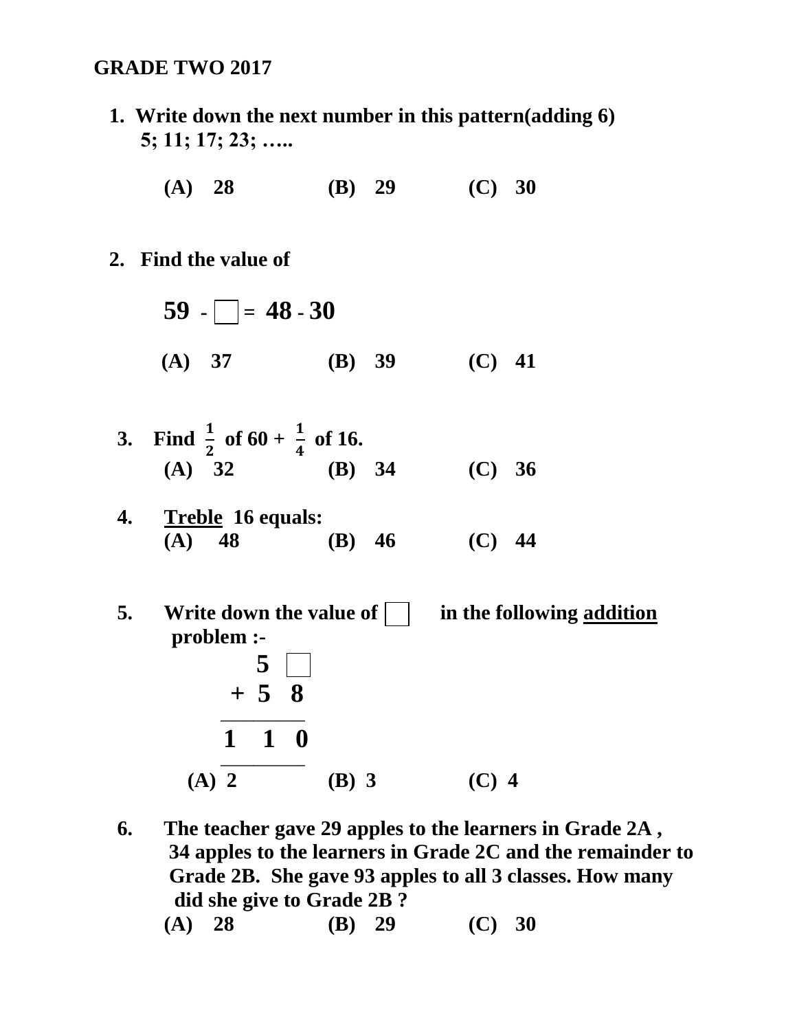**GRADE TWO 2017**

1. **Write down the next number in this pattern(adding 6)**
   **5; 11; 17; 23; …..**

   **(A) 28 (B) 29 (C) 30**

2. **Find the value of**

   $$59 - \square = 48 - 30$$

   **(A) 37 (B) 39 (C) 41**

3. **Find $\frac{1}{2}$ of 60 + $\frac{1}{4}$ of 16.**

   **(A) 32 (B) 34 (C) 36**

4. **Treble 16 equals:**

   **(A) 48 (B) 46 (C) 44**

5. **Write down the value of $\square$ in the following addition problem :-**

   $$\begin{array}{r} 5\ \square \\ +\ 5\ 8 \\ \hline 1\ 1\ 0 \\ \hline \end{array}$$

   **(A) 2 (B) 3 (C) 4**

6. **The teacher gave 29 apples to the learners in Grade 2A , 34 apples to the learners in Grade 2C and the remainder to Grade 2B. She gave 93 apples to all 3 classes. How many did she give to Grade 2B ?**

   **(A) 28 (B) 29 (C) 30**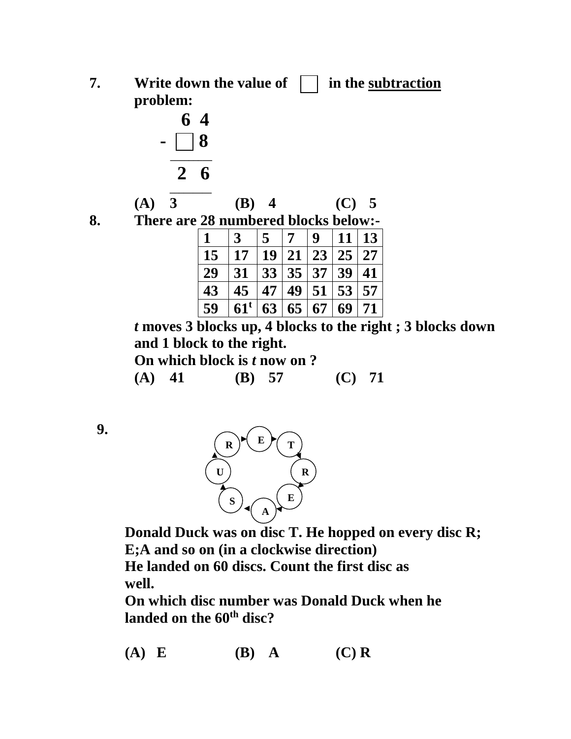7. Write down the value of ☐ in the <u>subtraction</u> problem:

$$
\begin{array}{r}
6\ 4 \\
-\ \square\ 8 \\
\hline
2\ 6 \\
\hline
\end{array}
$$

(A) 3 (B) 4 (C) 5

8. There are 28 numbered blocks below:-

| 1 | 3 | 5 | 7 | 9 | 11 | 13 |
|---|---|---|---|---|---|---|
| 15 | 17 | 19 | 21 | 23 | 25 | 27 |
| 29 | 31 | 33 | 35 | 37 | 39 | 41 |
| 43 | 45 | 47 | 49 | 51 | 53 | 57 |
| 59 | 61[t] | 63 | 65 | 67 | 69 | 71 |

*t* moves 3 blocks up, 4 blocks to the right ; 3 blocks down and 1 block to the right.
On which block is *t* now on ?

(A) 41 (B) 57 (C) 71

9.

Discs arranged in a circle (clockwise): T → R → E → A → S → U → R → E → T

Donald Duck was on disc T. He hopped on every disc R; E;A and so on (in a clockwise direction)
He landed on 60 discs. Count the first disc as well.
On which disc number was Donald Duck when he landed on the 60th disc?

(A) E (B) A (C) R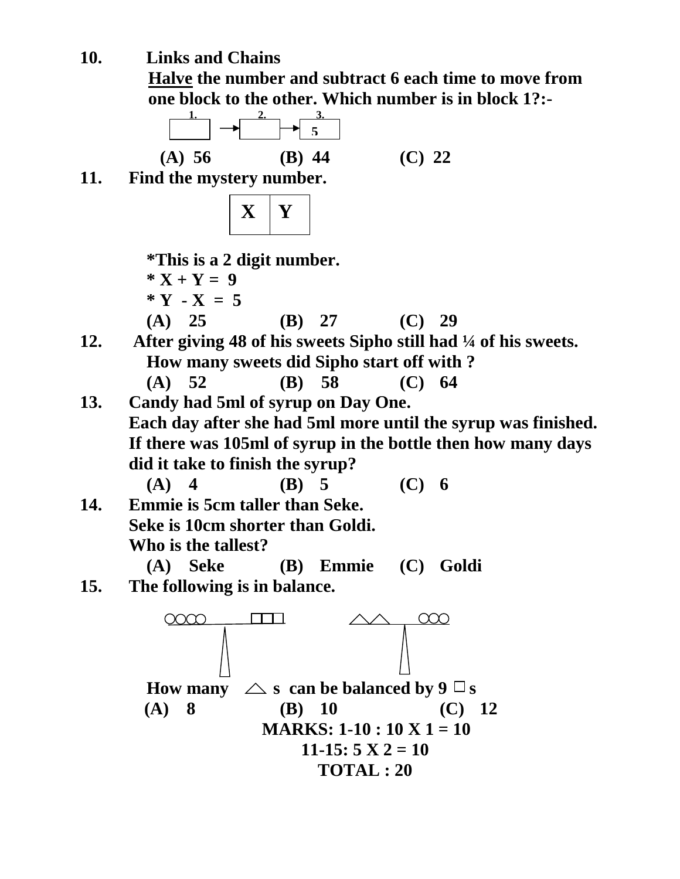**10. Links and Chains**

<u>Halve</u> the number and subtract 6 each time to move from one block to the other. Which number is in block 1?:-

| 1. | 2. | 3. |
|---|---|---|
|  | → | → 5 |

(A) 56 (B) 44 (C) 22

**11. Find the mystery number.**

| X | Y |
|---|---|

*This is a 2 digit number.

* X + Y = 9

* Y - X = 5

(A) 25 (B) 27 (C) 29

**12. After giving 48 of his sweets Sipho still had ¼ of his sweets. How many sweets did Sipho start off with ?**

(A) 52 (B) 58 (C) 64

**13. Candy had 5ml of syrup on Day One. Each day after she had 5ml more until the syrup was finished. If there was 105ml of syrup in the bottle then how many days did it take to finish the syrup?**

(A) 4 (B) 5 (C) 6

**14. Emmie is 5cm taller than Seke. Seke is 10cm shorter than Goldi. Who is the tallest?**

(A) Seke (B) Emmie (C) Goldi

**15. The following is in balance.**

○○○○ = □□□ ; △△ = ○○○

How many △ s can be balanced by 9 □ s

(A) 8 (B) 10 (C) 12

**MARKS: 1-10 : 10 X 1 = 10**

**11-15: 5 X 2 = 10**

**TOTAL : 20**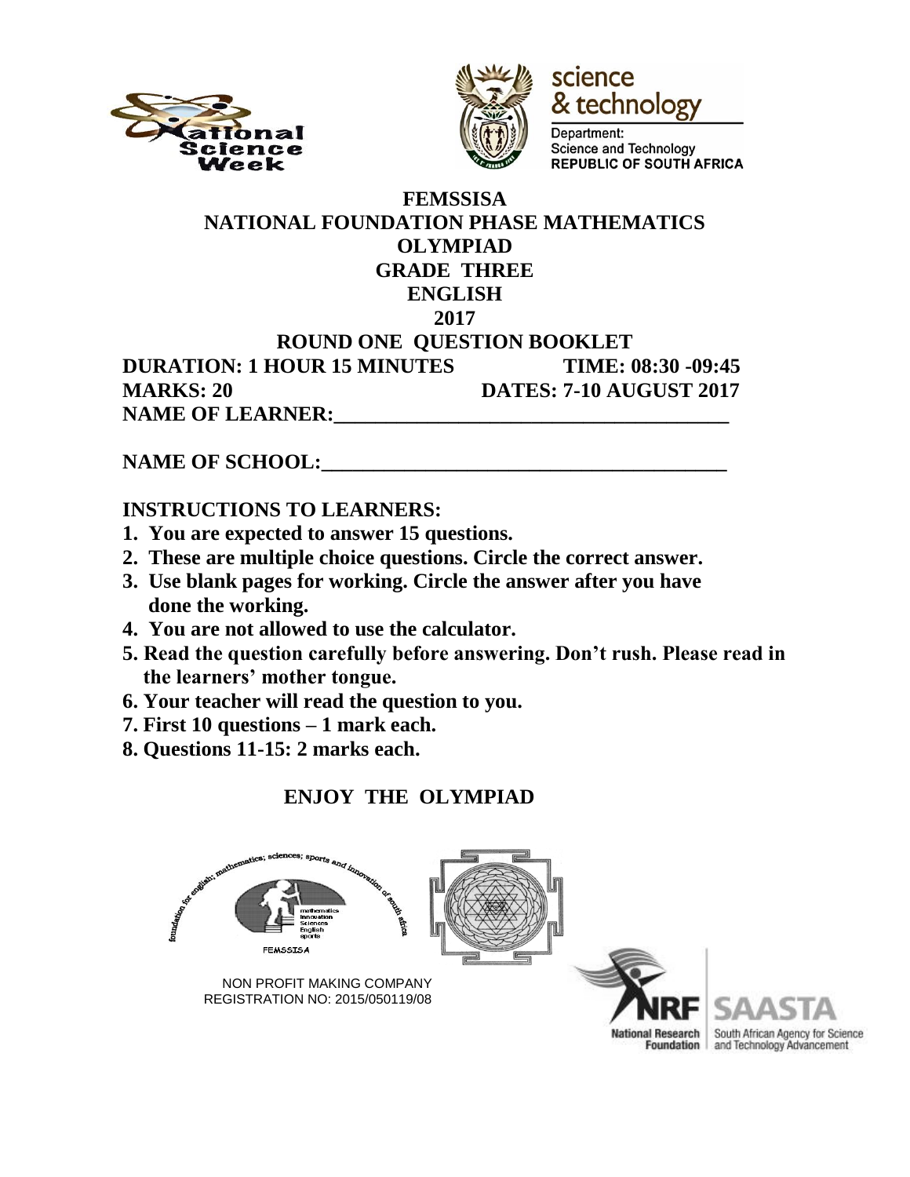# FEMSSISA
# NATIONAL FOUNDATION PHASE MATHEMATICS OLYMPIAD
## GRADE THREE
## ENGLISH
## 2017
## ROUND ONE QUESTION BOOKLET

**DURATION: 1 HOUR 15 MINUTES** **TIME: 08:30 -09:45**

**MARKS: 20** **DATES: 7-10 AUGUST 2017**

**NAME OF LEARNER:_______________________________________**

**NAME OF SCHOOL:_______________________________________**

## INSTRUCTIONS TO LEARNERS:

1. **You are expected to answer 15 questions.**
2. **These are multiple choice questions. Circle the correct answer.**
3. **Use blank pages for working. Circle the answer after you have done the working.**
4. **You are not allowed to use the calculator.**
5. **Read the question carefully before answering. Don't rush. Please read in the learners' mother tongue.**
6. **Your teacher will read the question to you.**
7. **First 10 questions – 1 mark each.**
8. **Questions 11-15: 2 marks each.**

## ENJOY THE OLYMPIAD

NON PROFIT MAKING COMPANY
REGISTRATION NO: 2015/050119/08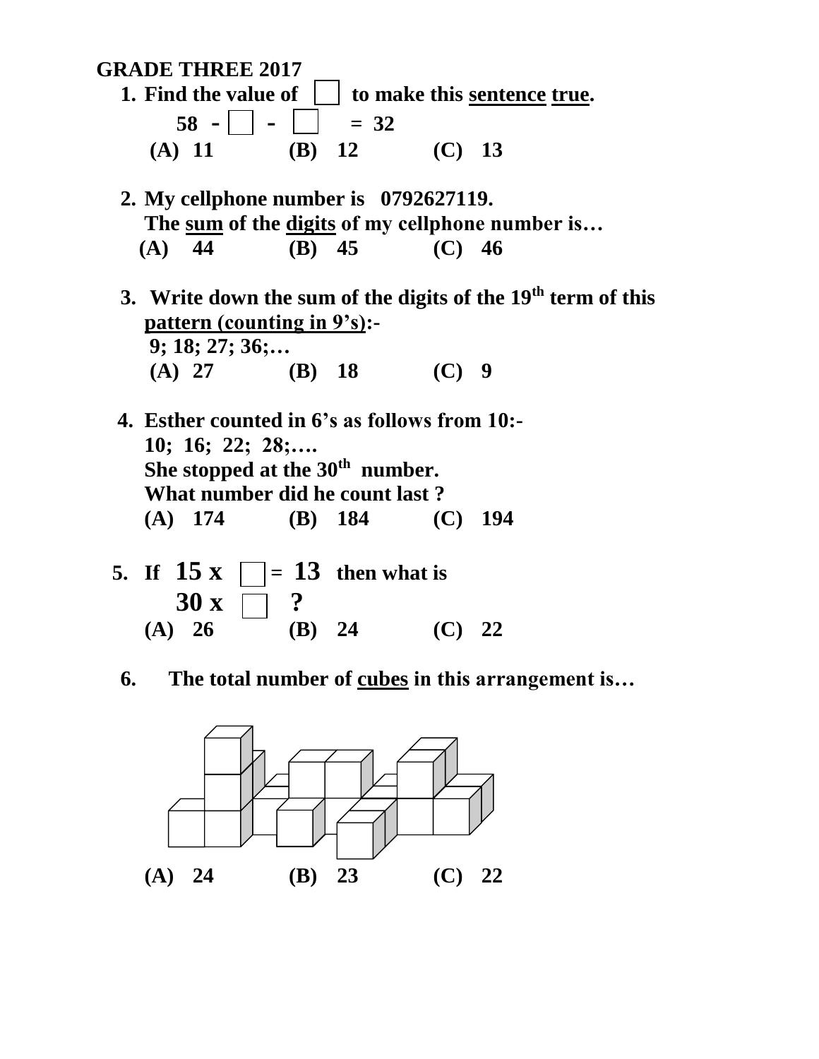## GRADE THREE 2017

1. Find the value of ☐ to make this sentence true.

   58 - ☐ - ☐ = 32

   (A) 11 (B) 12 (C) 13

2. My cellphone number is 0792627119.
   The sum of the digits of my cellphone number is…

   (A) 44 (B) 45 (C) 46

3. Write down the sum of the digits of the 19th term of this pattern (counting in 9's):-

   9; 18; 27; 36;…

   (A) 27 (B) 18 (C) 9

4. Esther counted in 6's as follows from 10:-

   10; 16; 22; 28;….

   She stopped at the 30th number.
   What number did he count last ?

   (A) 174 (B) 184 (C) 194

5. If 15 x ☐ = 13 then what is
   30 x ☐ ?

   (A) 26 (B) 24 (C) 22

6. The total number of cubes in this arrangement is…

   (A) 24 (B) 23 (C) 22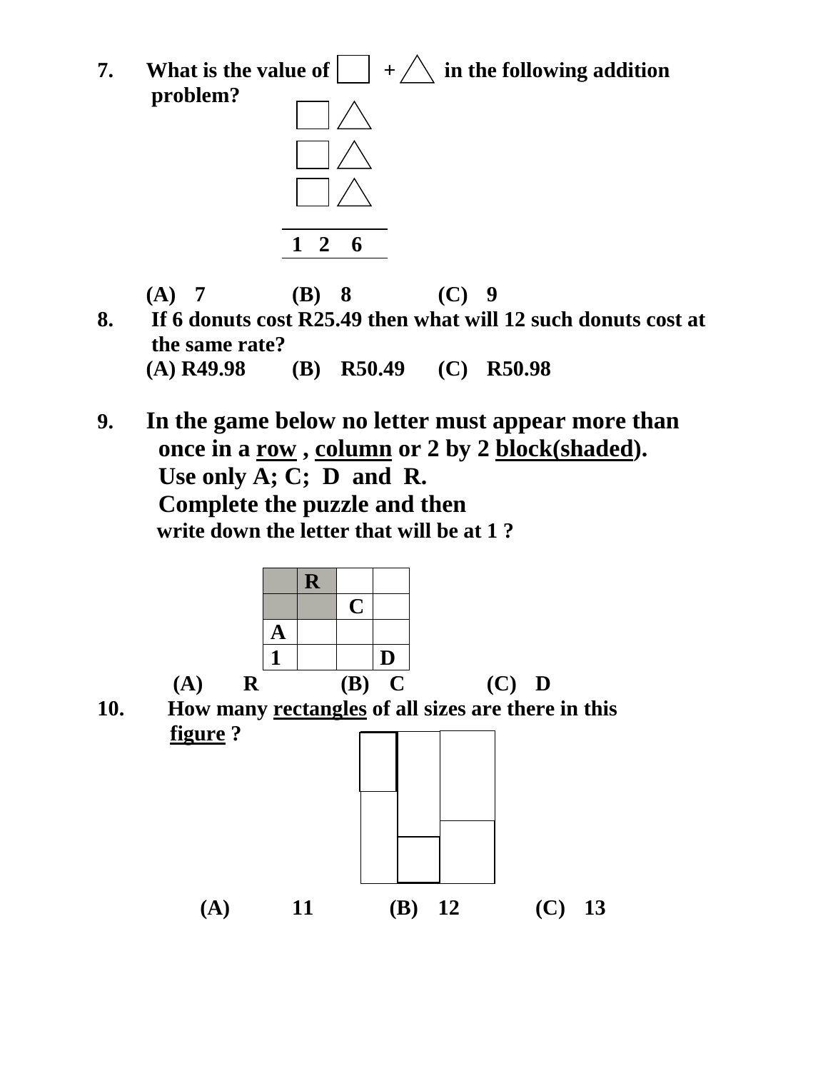7. What is the value of □ + △ in the following addition problem?

```
  □ △
  □ △
  □ △
 -----
 1 2 6
```

(A) 7 (B) 8 (C) 9

8. If 6 donuts cost R25.49 then what will 12 such donuts cost at the same rate?

(A) R49.98 (B) R50.49 (C) R50.98

9. **In the game below no letter must appear more than once in a <u>row</u> , <u>column</u> or 2 by 2 <u>block(shaded)</u>. Use only A; C; D and R. Complete the puzzle and then** write down the letter that will be at 1 ?

| | R | | |
|---|---|---|---|
| | | C | |
| A | | | |
| 1 | | | D |

(A) R (B) C (C) D

10. How many <u>rectangles</u> of all sizes are there in this <u>figure</u> ?

(A) 11 (B) 12 (C) 13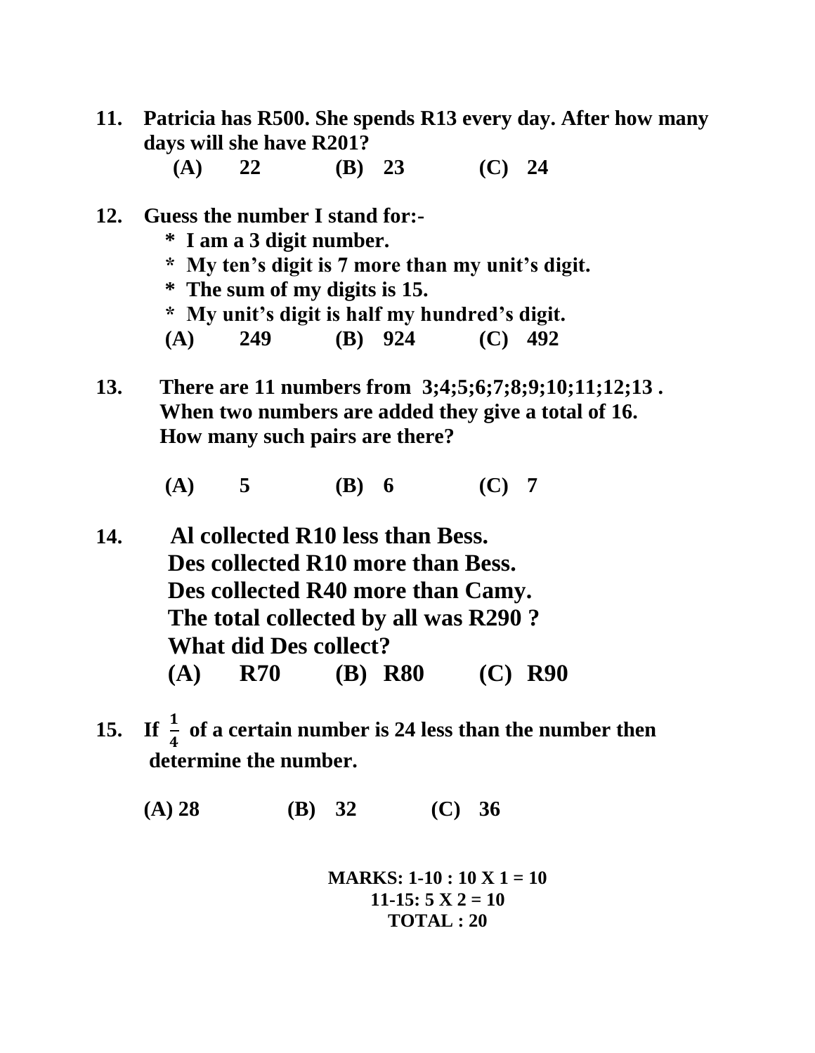**11.** **Patricia has R500. She spends R13 every day. After how many days will she have R201?**

**(A) 22 (B) 23 (C) 24**

**12.** **Guess the number I stand for:-**

- **I am a 3 digit number.**
- **My ten's digit is 7 more than my unit's digit.**
- **The sum of my digits is 15.**
- **My unit's digit is half my hundred's digit.**

**(A) 249 (B) 924 (C) 492**

**13.** **There are 11 numbers from 3;4;5;6;7;8;9;10;11;12;13 . When two numbers are added they give a total of 16. How many such pairs are there?**

**(A) 5 (B) 6 (C) 7**

**14.** **Al collected R10 less than Bess.**
**Des collected R10 more than Bess.**
**Des collected R40 more than Camy.**
**The total collected by all was R290 ?**
**What did Des collect?**

**(A) R70 (B) R80 (C) R90**

**15.** **If $\frac{1}{4}$ of a certain number is 24 less than the number then determine the number.**

**(A) 28 (B) 32 (C) 36**

**MARKS: 1-10 : 10 X 1 = 10**
**11-15: 5 X 2 = 10**
**TOTAL : 20**